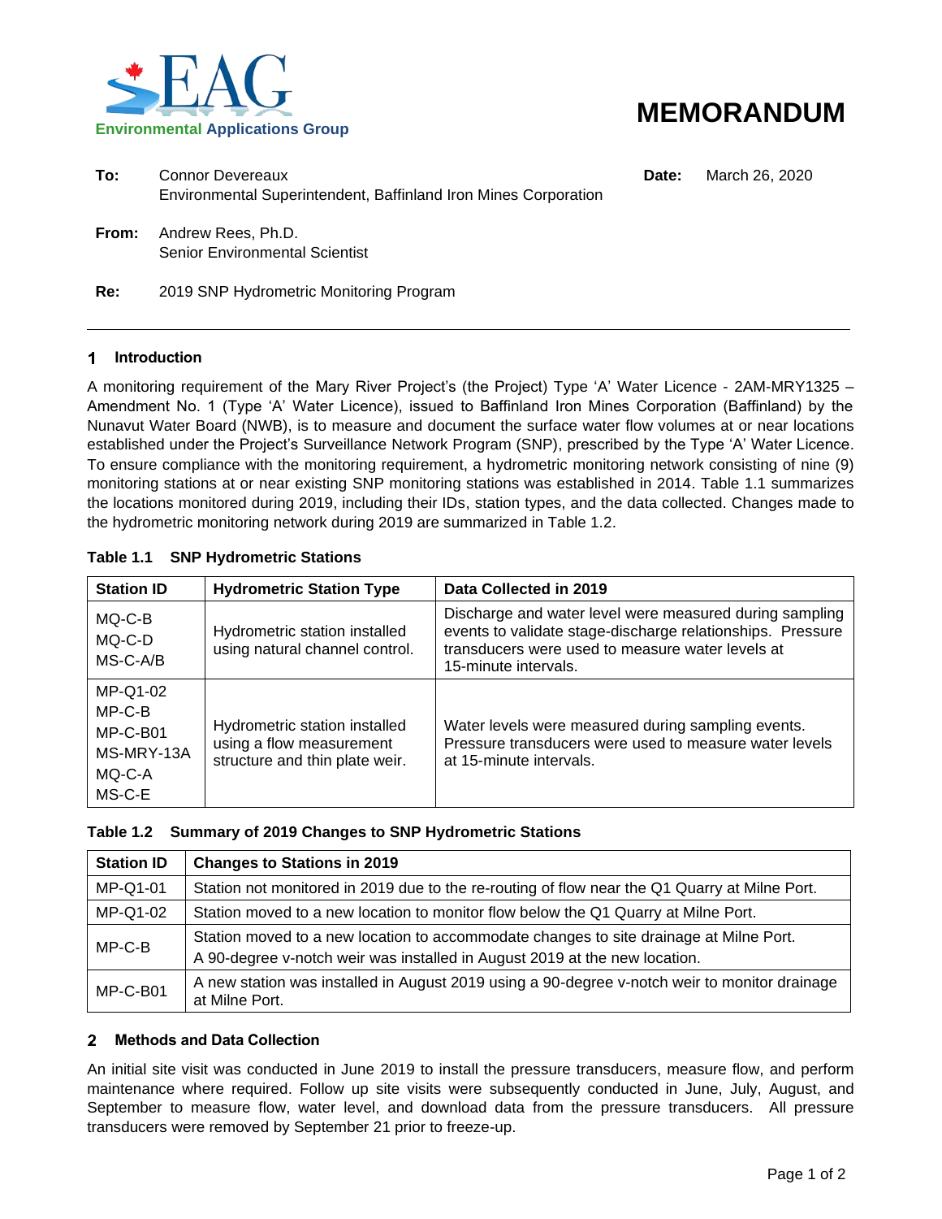Environmental Applications Group

# MEMORANDUM

**To:** Connor Devereaux
Environmental Superintendent, Baffinland Iron Mines Corporation

**Date:** March 26, 2020

**From:** Andrew Rees, Ph.D.
Senior Environmental Scientist

**Re:** 2019 SNP Hydrometric Monitoring Program

---

## 1 Introduction

A monitoring requirement of the Mary River Project's (the Project) Type 'A' Water Licence - 2AM-MRY1325 – Amendment No. 1 (Type 'A' Water Licence), issued to Baffinland Iron Mines Corporation (Baffinland) by the Nunavut Water Board (NWB), is to measure and document the surface water flow volumes at or near locations established under the Project's Surveillance Network Program (SNP), prescribed by the Type 'A' Water Licence. To ensure compliance with the monitoring requirement, a hydrometric monitoring network consisting of nine (9) monitoring stations at or near existing SNP monitoring stations was established in 2014. Table 1.1 summarizes the locations monitored during 2019, including their IDs, station types, and the data collected. Changes made to the hydrometric monitoring network during 2019 are summarized in Table 1.2.

**Table 1.1 SNP Hydrometric Stations**

| Station ID | Hydrometric Station Type | Data Collected in 2019 |
|---|---|---|
| MQ-C-B<br>MQ-C-D<br>MS-C-A/B | Hydrometric station installed using natural channel control. | Discharge and water level were measured during sampling events to validate stage-discharge relationships. Pressure transducers were used to measure water levels at 15-minute intervals. |
| MP-Q1-02<br>MP-C-B<br>MP-C-B01<br>MS-MRY-13A<br>MQ-C-A<br>MS-C-E | Hydrometric station installed using a flow measurement structure and thin plate weir. | Water levels were measured during sampling events. Pressure transducers were used to measure water levels at 15-minute intervals. |

**Table 1.2 Summary of 2019 Changes to SNP Hydrometric Stations**

| Station ID | Changes to Stations in 2019 |
|---|---|
| MP-Q1-01 | Station not monitored in 2019 due to the re-routing of flow near the Q1 Quarry at Milne Port. |
| MP-Q1-02 | Station moved to a new location to monitor flow below the Q1 Quarry at Milne Port. |
| MP-C-B | Station moved to a new location to accommodate changes to site drainage at Milne Port.<br>A 90-degree v-notch weir was installed in August 2019 at the new location. |
| MP-C-B01 | A new station was installed in August 2019 using a 90-degree v-notch weir to monitor drainage at Milne Port. |

## 2 Methods and Data Collection

An initial site visit was conducted in June 2019 to install the pressure transducers, measure flow, and perform maintenance where required. Follow up site visits were subsequently conducted in June, July, August, and September to measure flow, water level, and download data from the pressure transducers. All pressure transducers were removed by September 21 prior to freeze-up.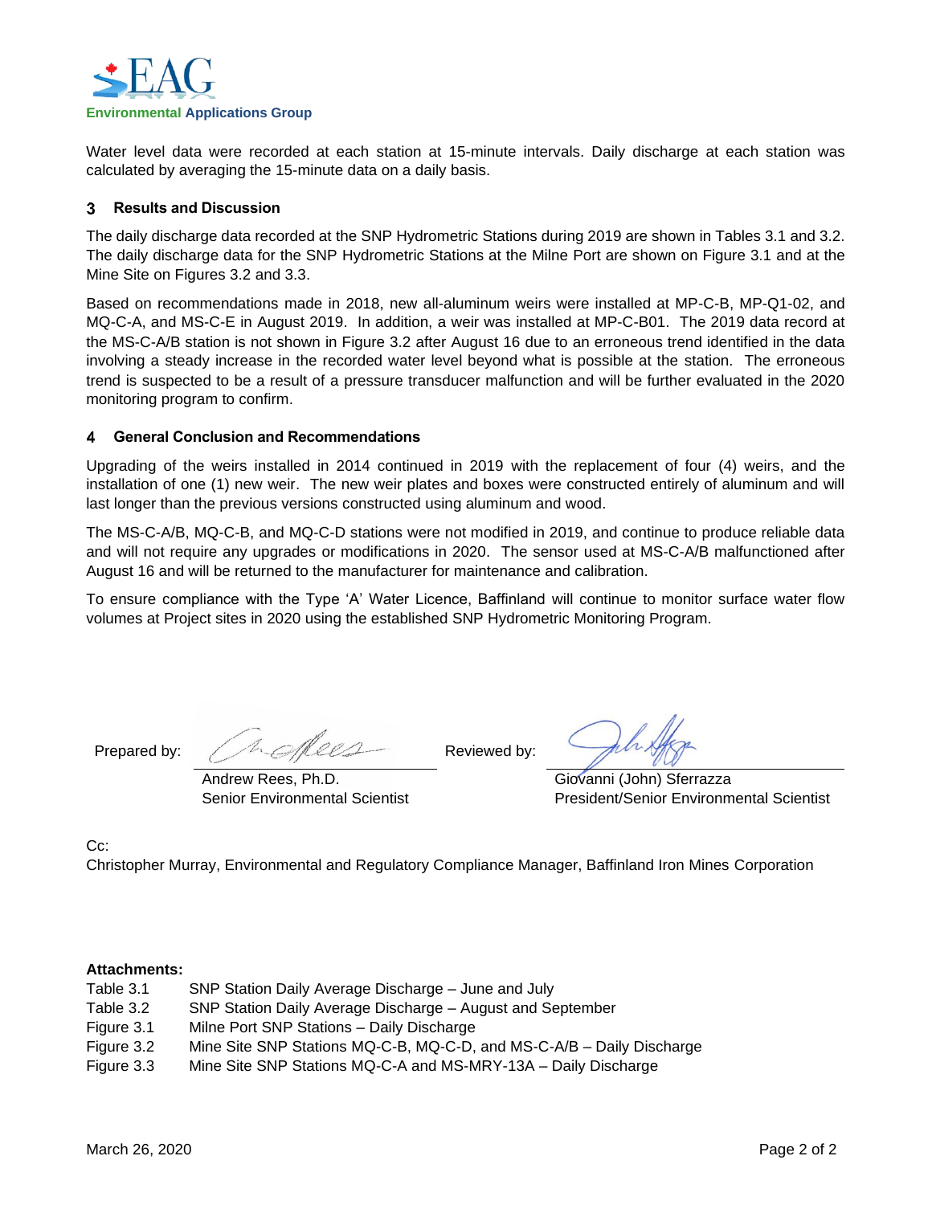Water level data were recorded at each station at 15-minute intervals. Daily discharge at each station was calculated by averaging the 15-minute data on a daily basis.

## 3 Results and Discussion

The daily discharge data recorded at the SNP Hydrometric Stations during 2019 are shown in Tables 3.1 and 3.2. The daily discharge data for the SNP Hydrometric Stations at the Milne Port are shown on Figure 3.1 and at the Mine Site on Figures 3.2 and 3.3.

Based on recommendations made in 2018, new all-aluminum weirs were installed at MP-C-B, MP-Q1-02, and MQ-C-A, and MS-C-E in August 2019. In addition, a weir was installed at MP-C-B01. The 2019 data record at the MS-C-A/B station is not shown in Figure 3.2 after August 16 due to an erroneous trend identified in the data involving a steady increase in the recorded water level beyond what is possible at the station. The erroneous trend is suspected to be a result of a pressure transducer malfunction and will be further evaluated in the 2020 monitoring program to confirm.

## 4 General Conclusion and Recommendations

Upgrading of the weirs installed in 2014 continued in 2019 with the replacement of four (4) weirs, and the installation of one (1) new weir. The new weir plates and boxes were constructed entirely of aluminum and will last longer than the previous versions constructed using aluminum and wood.

The MS-C-A/B, MQ-C-B, and MQ-C-D stations were not modified in 2019, and continue to produce reliable data and will not require any upgrades or modifications in 2020. The sensor used at MS-C-A/B malfunctioned after August 16 and will be returned to the manufacturer for maintenance and calibration.

To ensure compliance with the Type 'A' Water Licence, Baffinland will continue to monitor surface water flow volumes at Project sites in 2020 using the established SNP Hydrometric Monitoring Program.

Prepared by:

Andrew Rees, Ph.D.
Senior Environmental Scientist

Reviewed by:

Giovanni (John) Sferrazza
President/Senior Environmental Scientist

Cc:
Christopher Murray, Environmental and Regulatory Compliance Manager, Baffinland Iron Mines Corporation

**Attachments:**

| | |
|---|---|
| Table 3.1 | SNP Station Daily Average Discharge – June and July |
| Table 3.2 | SNP Station Daily Average Discharge – August and September |
| Figure 3.1 | Milne Port SNP Stations – Daily Discharge |
| Figure 3.2 | Mine Site SNP Stations MQ-C-B, MQ-C-D, and MS-C-A/B – Daily Discharge |
| Figure 3.3 | Mine Site SNP Stations MQ-C-A and MS-MRY-13A – Daily Discharge |

March 26, 2020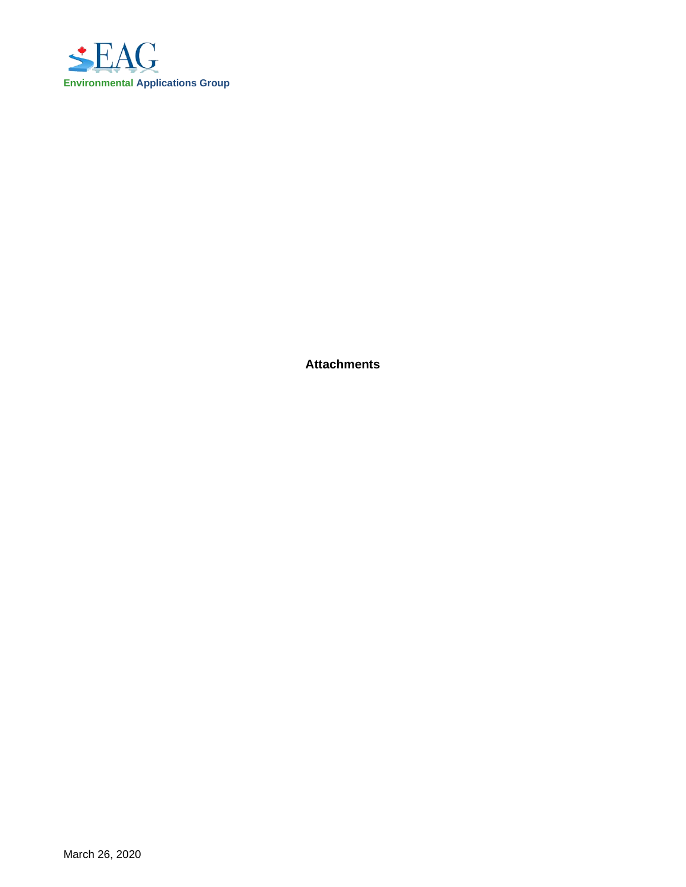# Attachments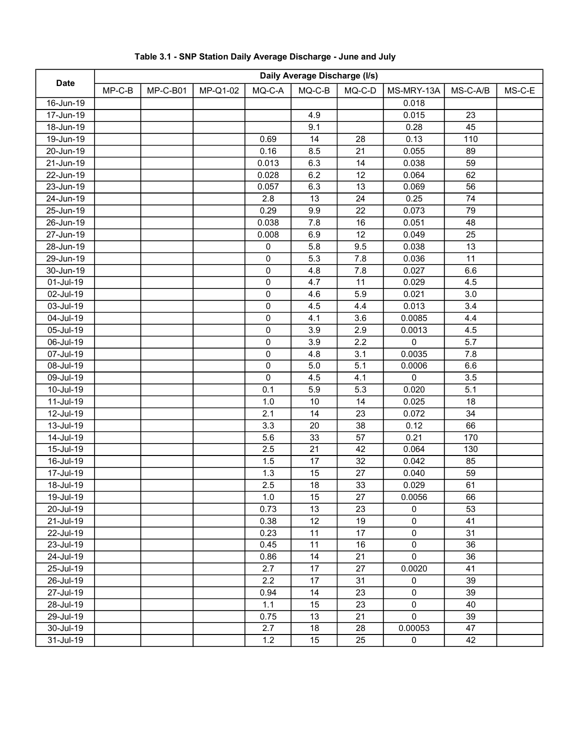**Table 3.1 - SNP Station Daily Average Discharge - June and July**

| Date | Daily Average Discharge (l/s) | | | | | | | | |
|---|---|---|---|---|---|---|---|---|---|
| | MP-C-B | MP-C-B01 | MP-Q1-02 | MQ-C-A | MQ-C-B | MQ-C-D | MS-MRY-13A | MS-C-A/B | MS-C-E |
| 16-Jun-19 | | | | | | | 0.018 | | |
| 17-Jun-19 | | | | | 4.9 | | 0.015 | 23 | |
| 18-Jun-19 | | | | | 9.1 | | 0.28 | 45 | |
| 19-Jun-19 | | | | 0.69 | 14 | 28 | 0.13 | 110 | |
| 20-Jun-19 | | | | 0.16 | 8.5 | 21 | 0.055 | 89 | |
| 21-Jun-19 | | | | 0.013 | 6.3 | 14 | 0.038 | 59 | |
| 22-Jun-19 | | | | 0.028 | 6.2 | 12 | 0.064 | 62 | |
| 23-Jun-19 | | | | 0.057 | 6.3 | 13 | 0.069 | 56 | |
| 24-Jun-19 | | | | 2.8 | 13 | 24 | 0.25 | 74 | |
| 25-Jun-19 | | | | 0.29 | 9.9 | 22 | 0.073 | 79 | |
| 26-Jun-19 | | | | 0.038 | 7.8 | 16 | 0.051 | 48 | |
| 27-Jun-19 | | | | 0.008 | 6.9 | 12 | 0.049 | 25 | |
| 28-Jun-19 | | | | 0 | 5.8 | 9.5 | 0.038 | 13 | |
| 29-Jun-19 | | | | 0 | 5.3 | 7.8 | 0.036 | 11 | |
| 30-Jun-19 | | | | 0 | 4.8 | 7.8 | 0.027 | 6.6 | |
| 01-Jul-19 | | | | 0 | 4.7 | 11 | 0.029 | 4.5 | |
| 02-Jul-19 | | | | 0 | 4.6 | 5.9 | 0.021 | 3.0 | |
| 03-Jul-19 | | | | 0 | 4.5 | 4.4 | 0.013 | 3.4 | |
| 04-Jul-19 | | | | 0 | 4.1 | 3.6 | 0.0085 | 4.4 | |
| 05-Jul-19 | | | | 0 | 3.9 | 2.9 | 0.0013 | 4.5 | |
| 06-Jul-19 | | | | 0 | 3.9 | 2.2 | 0 | 5.7 | |
| 07-Jul-19 | | | | 0 | 4.8 | 3.1 | 0.0035 | 7.8 | |
| 08-Jul-19 | | | | 0 | 5.0 | 5.1 | 0.0006 | 6.6 | |
| 09-Jul-19 | | | | 0 | 4.5 | 4.1 | 0 | 3.5 | |
| 10-Jul-19 | | | | 0.1 | 5.9 | 5.3 | 0.020 | 5.1 | |
| 11-Jul-19 | | | | 1.0 | 10 | 14 | 0.025 | 18 | |
| 12-Jul-19 | | | | 2.1 | 14 | 23 | 0.072 | 34 | |
| 13-Jul-19 | | | | 3.3 | 20 | 38 | 0.12 | 66 | |
| 14-Jul-19 | | | | 5.6 | 33 | 57 | 0.21 | 170 | |
| 15-Jul-19 | | | | 2.5 | 21 | 42 | 0.064 | 130 | |
| 16-Jul-19 | | | | 1.5 | 17 | 32 | 0.042 | 85 | |
| 17-Jul-19 | | | | 1.3 | 15 | 27 | 0.040 | 59 | |
| 18-Jul-19 | | | | 2.5 | 18 | 33 | 0.029 | 61 | |
| 19-Jul-19 | | | | 1.0 | 15 | 27 | 0.0056 | 66 | |
| 20-Jul-19 | | | | 0.73 | 13 | 23 | 0 | 53 | |
| 21-Jul-19 | | | | 0.38 | 12 | 19 | 0 | 41 | |
| 22-Jul-19 | | | | 0.23 | 11 | 17 | 0 | 31 | |
| 23-Jul-19 | | | | 0.45 | 11 | 16 | 0 | 36 | |
| 24-Jul-19 | | | | 0.86 | 14 | 21 | 0 | 36 | |
| 25-Jul-19 | | | | 2.7 | 17 | 27 | 0.0020 | 41 | |
| 26-Jul-19 | | | | 2.2 | 17 | 31 | 0 | 39 | |
| 27-Jul-19 | | | | 0.94 | 14 | 23 | 0 | 39 | |
| 28-Jul-19 | | | | 1.1 | 15 | 23 | 0 | 40 | |
| 29-Jul-19 | | | | 0.75 | 13 | 21 | 0 | 39 | |
| 30-Jul-19 | | | | 2.7 | 18 | 28 | 0.00053 | 47 | |
| 31-Jul-19 | | | | 1.2 | 15 | 25 | 0 | 42 | |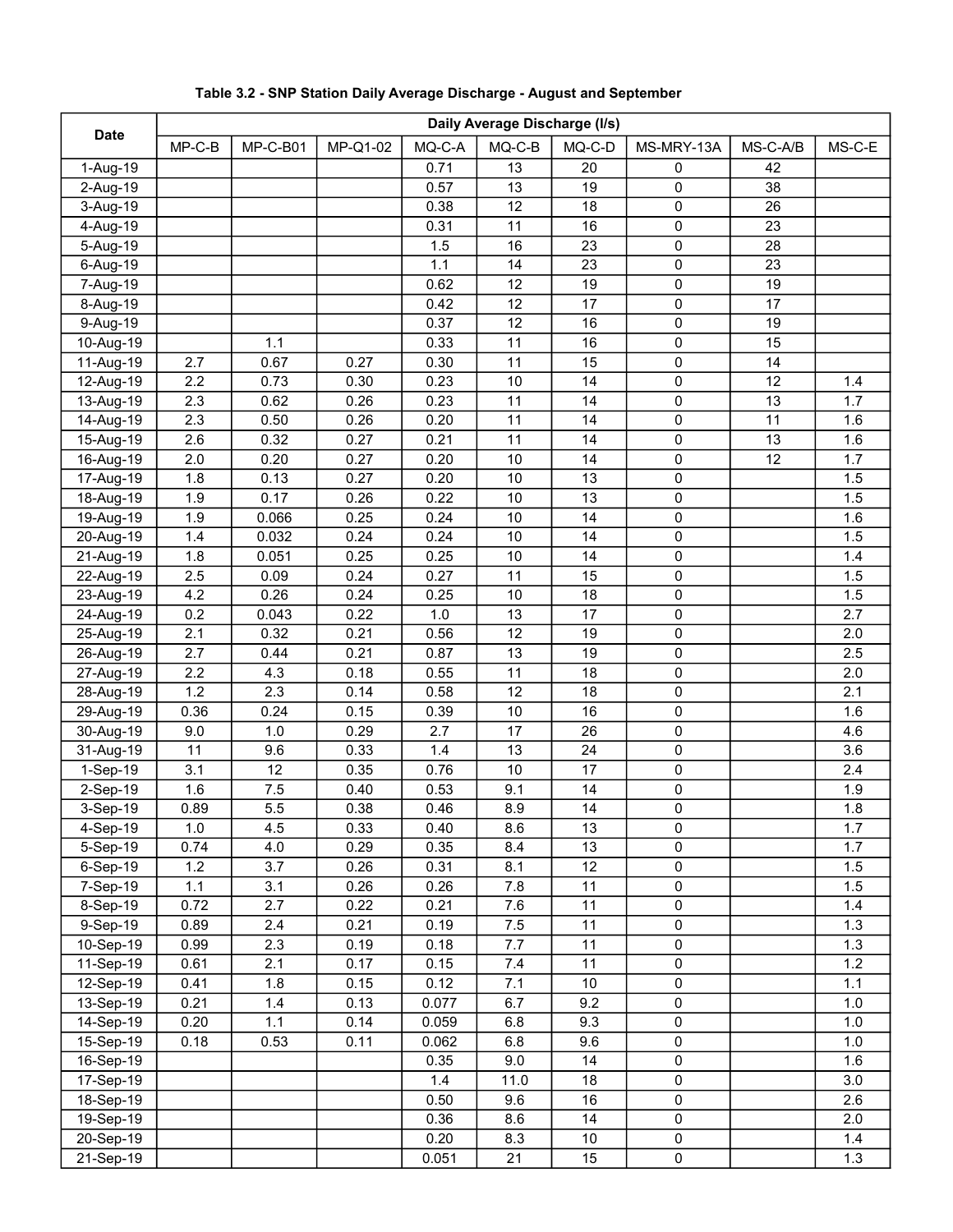**Table 3.2 - SNP Station Daily Average Discharge - August and September**

| Date | Daily Average Discharge (l/s) | | | | | | | | |
|---|---|---|---|---|---|---|---|---|---|
| | MP-C-B | MP-C-B01 | MP-Q1-02 | MQ-C-A | MQ-C-B | MQ-C-D | MS-MRY-13A | MS-C-A/B | MS-C-E |
| 1-Aug-19 | | | | 0.71 | 13 | 20 | 0 | 42 | |
| 2-Aug-19 | | | | 0.57 | 13 | 19 | 0 | 38 | |
| 3-Aug-19 | | | | 0.38 | 12 | 18 | 0 | 26 | |
| 4-Aug-19 | | | | 0.31 | 11 | 16 | 0 | 23 | |
| 5-Aug-19 | | | | 1.5 | 16 | 23 | 0 | 28 | |
| 6-Aug-19 | | | | 1.1 | 14 | 23 | 0 | 23 | |
| 7-Aug-19 | | | | 0.62 | 12 | 19 | 0 | 19 | |
| 8-Aug-19 | | | | 0.42 | 12 | 17 | 0 | 17 | |
| 9-Aug-19 | | | | 0.37 | 12 | 16 | 0 | 19 | |
| 10-Aug-19 | | 1.1 | | 0.33 | 11 | 16 | 0 | 15 | |
| 11-Aug-19 | 2.7 | 0.67 | 0.27 | 0.30 | 11 | 15 | 0 | 14 | |
| 12-Aug-19 | 2.2 | 0.73 | 0.30 | 0.23 | 10 | 14 | 0 | 12 | 1.4 |
| 13-Aug-19 | 2.3 | 0.62 | 0.26 | 0.23 | 11 | 14 | 0 | 13 | 1.7 |
| 14-Aug-19 | 2.3 | 0.50 | 0.26 | 0.20 | 11 | 14 | 0 | 11 | 1.6 |
| 15-Aug-19 | 2.6 | 0.32 | 0.27 | 0.21 | 11 | 14 | 0 | 13 | 1.6 |
| 16-Aug-19 | 2.0 | 0.20 | 0.27 | 0.20 | 10 | 14 | 0 | 12 | 1.7 |
| 17-Aug-19 | 1.8 | 0.13 | 0.27 | 0.20 | 10 | 13 | 0 | | 1.5 |
| 18-Aug-19 | 1.9 | 0.17 | 0.26 | 0.22 | 10 | 13 | 0 | | 1.5 |
| 19-Aug-19 | 1.9 | 0.066 | 0.25 | 0.24 | 10 | 14 | 0 | | 1.6 |
| 20-Aug-19 | 1.4 | 0.032 | 0.24 | 0.24 | 10 | 14 | 0 | | 1.5 |
| 21-Aug-19 | 1.8 | 0.051 | 0.25 | 0.25 | 10 | 14 | 0 | | 1.4 |
| 22-Aug-19 | 2.5 | 0.09 | 0.24 | 0.27 | 11 | 15 | 0 | | 1.5 |
| 23-Aug-19 | 4.2 | 0.26 | 0.24 | 0.25 | 10 | 18 | 0 | | 1.5 |
| 24-Aug-19 | 0.2 | 0.043 | 0.22 | 1.0 | 13 | 17 | 0 | | 2.7 |
| 25-Aug-19 | 2.1 | 0.32 | 0.21 | 0.56 | 12 | 19 | 0 | | 2.0 |
| 26-Aug-19 | 2.7 | 0.44 | 0.21 | 0.87 | 13 | 19 | 0 | | 2.5 |
| 27-Aug-19 | 2.2 | 4.3 | 0.18 | 0.55 | 11 | 18 | 0 | | 2.0 |
| 28-Aug-19 | 1.2 | 2.3 | 0.14 | 0.58 | 12 | 18 | 0 | | 2.1 |
| 29-Aug-19 | 0.36 | 0.24 | 0.15 | 0.39 | 10 | 16 | 0 | | 1.6 |
| 30-Aug-19 | 9.0 | 1.0 | 0.29 | 2.7 | 17 | 26 | 0 | | 4.6 |
| 31-Aug-19 | 11 | 9.6 | 0.33 | 1.4 | 13 | 24 | 0 | | 3.6 |
| 1-Sep-19 | 3.1 | 12 | 0.35 | 0.76 | 10 | 17 | 0 | | 2.4 |
| 2-Sep-19 | 1.6 | 7.5 | 0.40 | 0.53 | 9.1 | 14 | 0 | | 1.9 |
| 3-Sep-19 | 0.89 | 5.5 | 0.38 | 0.46 | 8.9 | 14 | 0 | | 1.8 |
| 4-Sep-19 | 1.0 | 4.5 | 0.33 | 0.40 | 8.6 | 13 | 0 | | 1.7 |
| 5-Sep-19 | 0.74 | 4.0 | 0.29 | 0.35 | 8.4 | 13 | 0 | | 1.7 |
| 6-Sep-19 | 1.2 | 3.7 | 0.26 | 0.31 | 8.1 | 12 | 0 | | 1.5 |
| 7-Sep-19 | 1.1 | 3.1 | 0.26 | 0.26 | 7.8 | 11 | 0 | | 1.5 |
| 8-Sep-19 | 0.72 | 2.7 | 0.22 | 0.21 | 7.6 | 11 | 0 | | 1.4 |
| 9-Sep-19 | 0.89 | 2.4 | 0.21 | 0.19 | 7.5 | 11 | 0 | | 1.3 |
| 10-Sep-19 | 0.99 | 2.3 | 0.19 | 0.18 | 7.7 | 11 | 0 | | 1.3 |
| 11-Sep-19 | 0.61 | 2.1 | 0.17 | 0.15 | 7.4 | 11 | 0 | | 1.2 |
| 12-Sep-19 | 0.41 | 1.8 | 0.15 | 0.12 | 7.1 | 10 | 0 | | 1.1 |
| 13-Sep-19 | 0.21 | 1.4 | 0.13 | 0.077 | 6.7 | 9.2 | 0 | | 1.0 |
| 14-Sep-19 | 0.20 | 1.1 | 0.14 | 0.059 | 6.8 | 9.3 | 0 | | 1.0 |
| 15-Sep-19 | 0.18 | 0.53 | 0.11 | 0.062 | 6.8 | 9.6 | 0 | | 1.0 |
| 16-Sep-19 | | | | 0.35 | 9.0 | 14 | 0 | | 1.6 |
| 17-Sep-19 | | | | 1.4 | 11.0 | 18 | 0 | | 3.0 |
| 18-Sep-19 | | | | 0.50 | 9.6 | 16 | 0 | | 2.6 |
| 19-Sep-19 | | | | 0.36 | 8.6 | 14 | 0 | | 2.0 |
| 20-Sep-19 | | | | 0.20 | 8.3 | 10 | 0 | | 1.4 |
| 21-Sep-19 | | | | 0.051 | 21 | 15 | 0 | | 1.3 |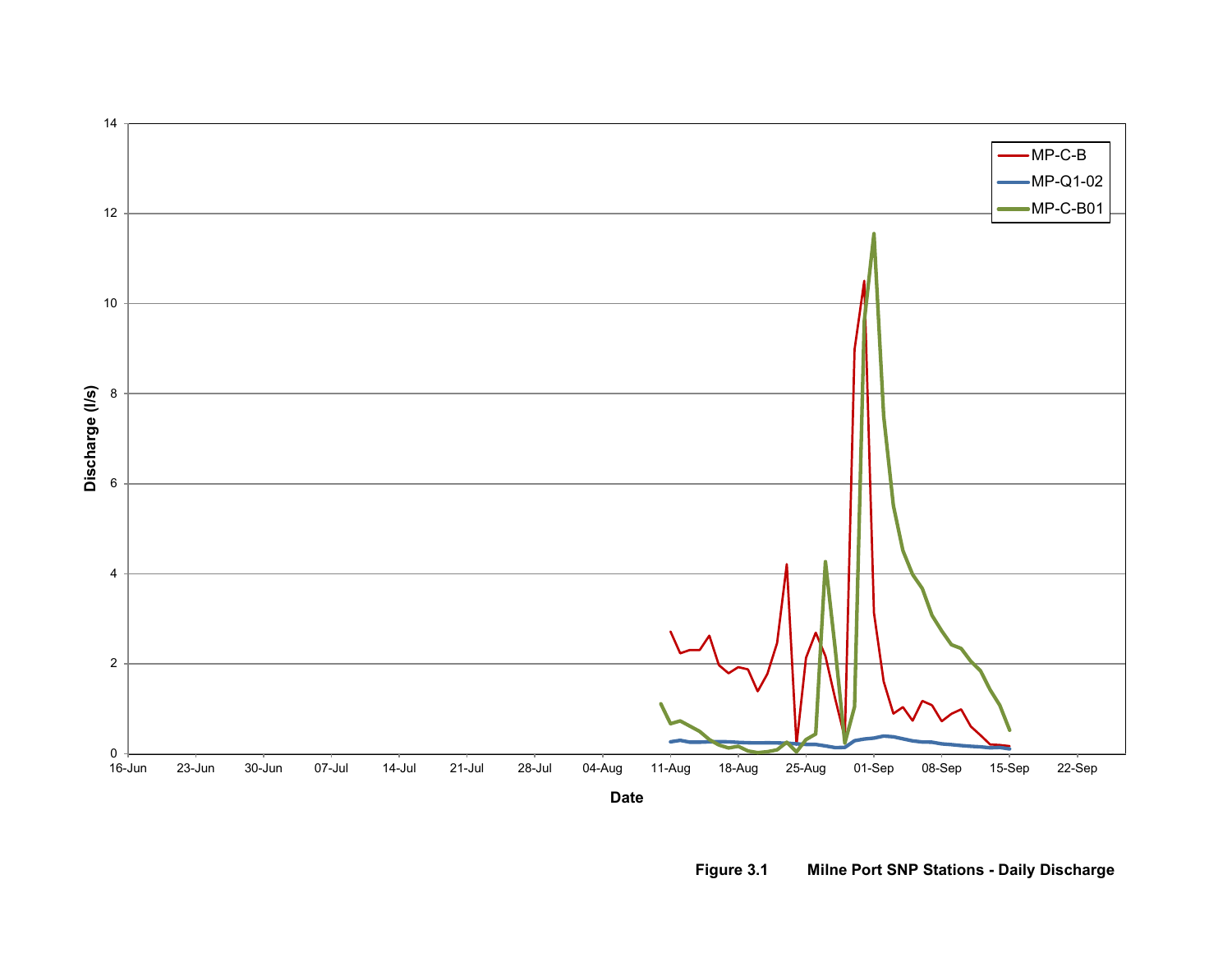Figure 3.1 Milne Port SNP Stations - Daily Discharge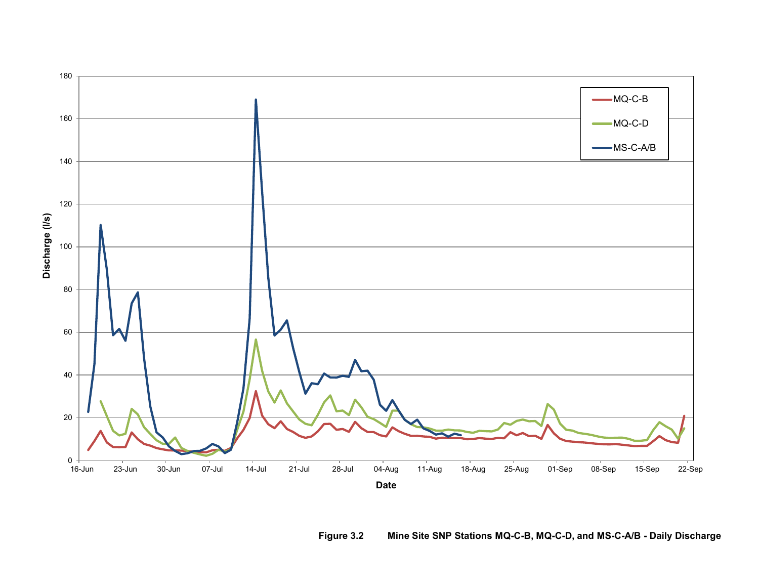Figure 3.2 Mine Site SNP Stations MQ-C-B, MQ-C-D, and MS-C-A/B - Daily Discharge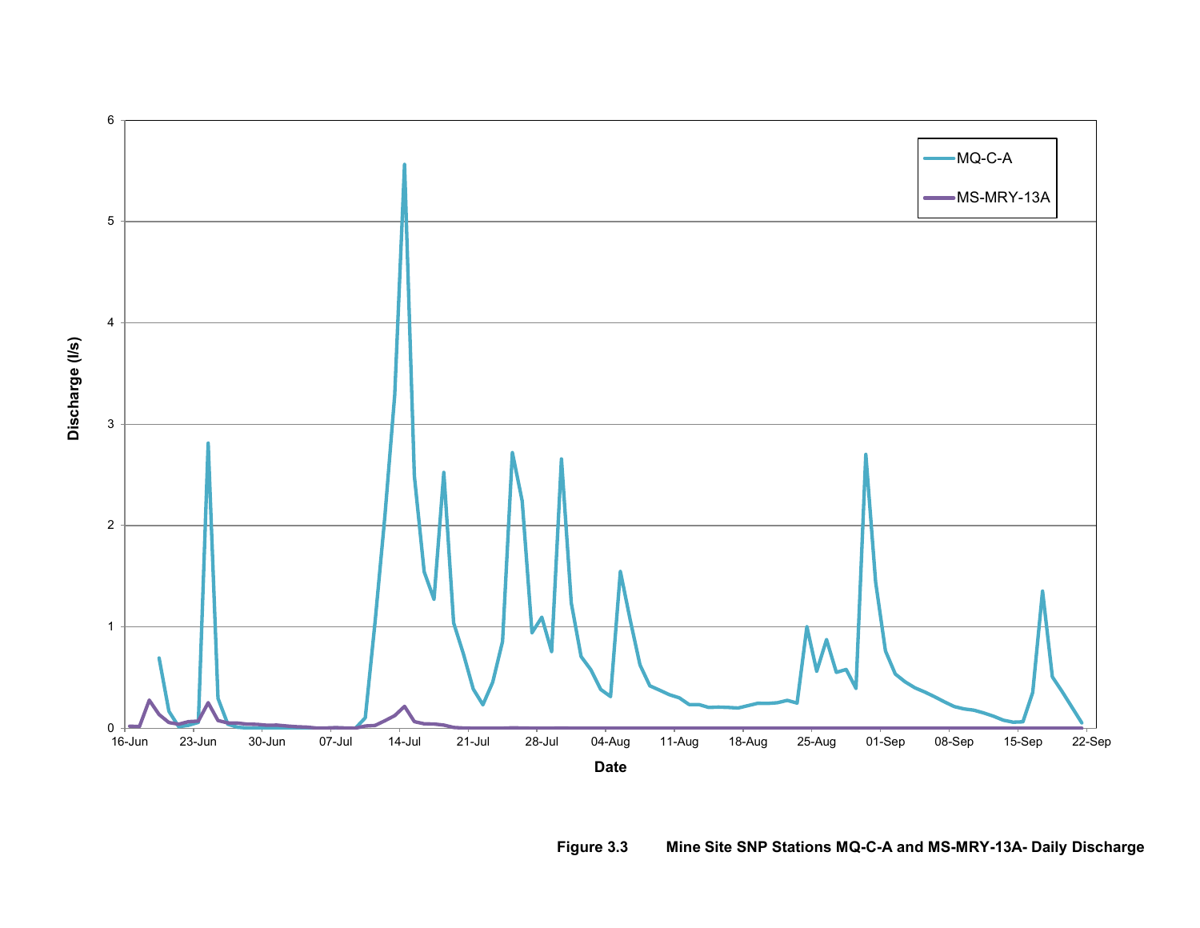6

5

4

3

2

1

0

Discharge (l/s)

16-Jun
23-Jun
30-Jun
07-Jul
14-Jul
21-Jul
28-Jul
04-Aug
11-Aug
18-Aug
25-Aug
01-Sep
08-Sep
15-Sep
22-Sep

Date

MQ-C-A

MS-MRY-13A

**Figure 3.3 Mine Site SNP Stations MQ-C-A and MS-MRY-13A- Daily Discharge**